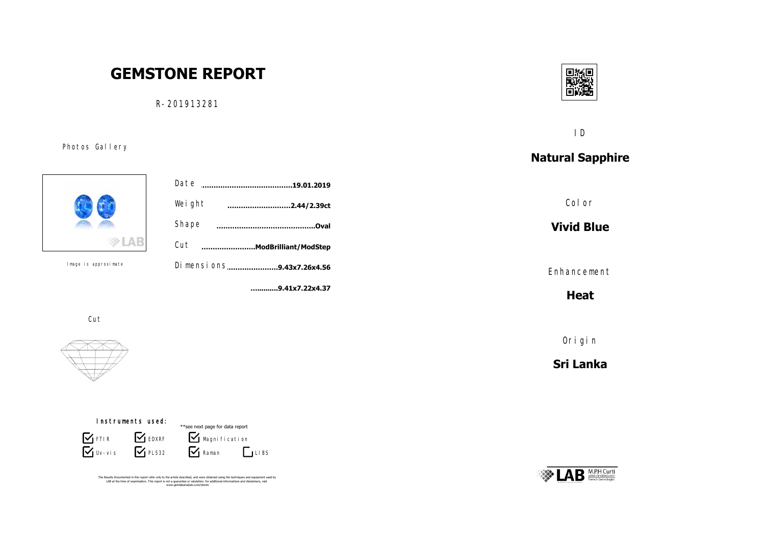# GEMSTONE REPORT

R-201913281

Photos Gallery

Image is approximate

Date ........................................19.01.2019

Weight ............................2.44/2.39ct

Shape ............................................Oval

Cut ........................ModBrilliant/ModStep

Dimensions ......................9.43x7.26x4.56

............9.41x7.22x4.37

Cut

**Instruments used:**

**see next page for data report

- [x] FTIR
- [x] EDXRF
- [x] Magnification
- [x] Uv-vis
- [x] PL532
- [x] Raman
- [ ] LIBS

The Results Documented in this report refer only to the article described, and were obtained using the techniques and equipment used by LAB at the time of examination. This report is not a guarantee or valutation. for additional informations and disclaimers, visit www.gemlabanalysis.com/clients

ID

## Natural Sapphire

Color

## Vivid Blue

Enhancement

## Heat

Origin

## Sri Lanka

LAB M.P.H Curti HEAD OF GEMOLOGY French Gemologist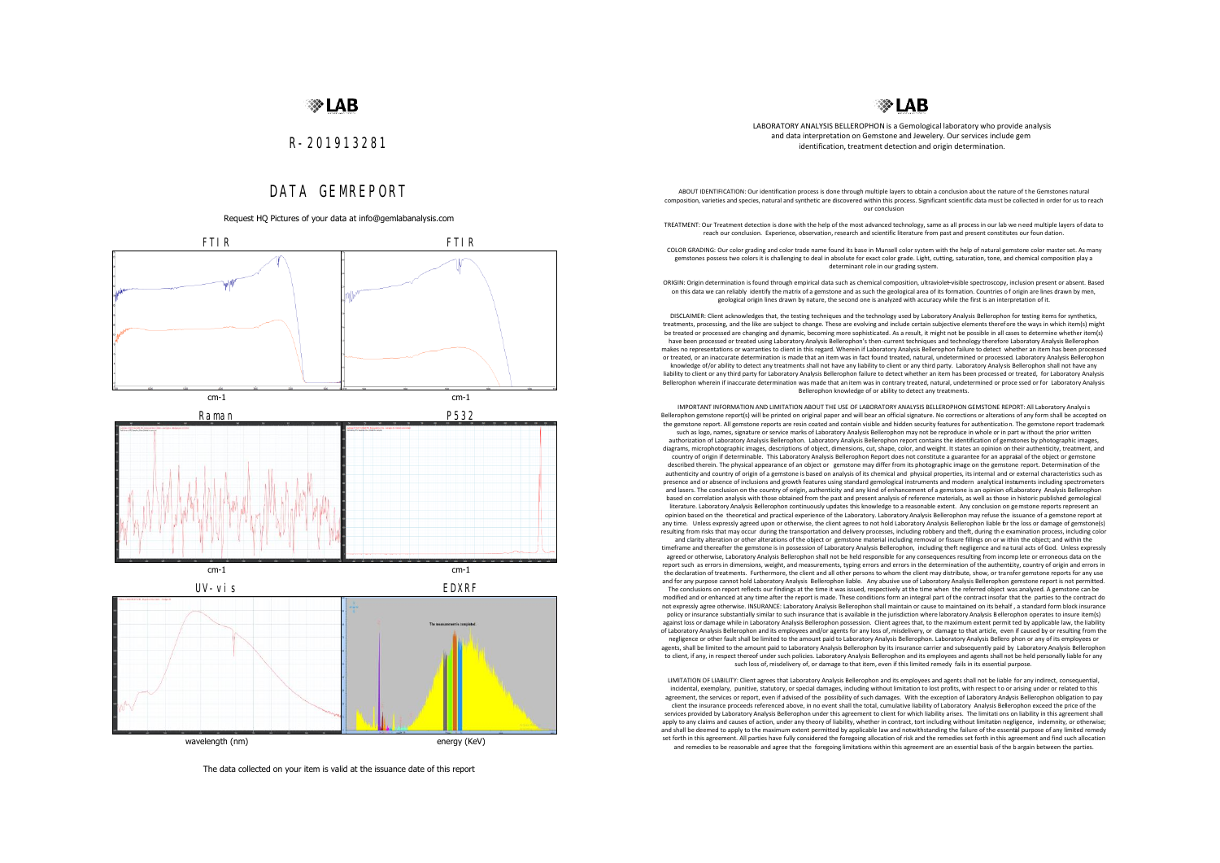LAB

# R-201913281

## DATA GEMREPORT

Request HQ Pictures of your data at info@gemlabanalysis.com

FTIR

FTIR

cm-1

cm-1

Raman

P532

cm-1

cm-1

UV-vis

EDXRF

The measurement is completed

wavelength (nm)

energy (KeV)

The data collected on your item is valid at the issuance date of this report

LAB

LABORATORY ANALYSIS BELLEROPHON is a Gemological laboratory who provide analysis and data interpretation on Gemstone and Jewelery. Our services include gem identification, treatment detection and origin determination.

ABOUT IDENTIFICATION: Our identification process is done through multiple layers to obtain a conclusion about the nature of the Gemstones natural composition, varieties and species, natural and synthetic are discovered within this process. Significant scientific data must be collected in order for us to reach our conclusion

TREATMENT: Our Treatment detection is done with the help of the most advanced technology, same as all process in our lab we need multiple layers of data to reach our conclusion. Experience, observation, research and scientific literature from past and present constitutes our foun dation.

COLOR GRADING: Our color grading and color trade name found its base in Munsell color system with the help of natural gemstone color master set. As many gemstones possess two colors it is challenging to deal in absolute for exact color grade. Light, cutting, saturation, tone, and chemical composition play a determinant role in our grading system.

ORIGIN: Origin determination is found through empirical data such as chemical composition, ultraviolet-visible spectroscopy, inclusion present or absent. Based on this data we can reliably identify the matrix of a gemstone and as such the geological area of its formation. Countries of origin are lines drawn by men, geological origin lines drawn by nature, the second one is analyzed with accuracy while the first is an interpretation of it.

DISCLAIMER: Client acknowledges that, the testing techniques and the technology used by Laboratory Analysis Bellerophon for testing items for synthetics, treatments, processing, and the like are subject to change. These are evolving and include certain subjective elements therefore the ways in which item(s) might be treated or processed are changing and dynamic, becoming more sophisticated. As a result, it might not be possible in all cases to determine whether item(s) have been processed or treated using Laboratory Analysis Bellerophon's then current techniques and technology therefore Laboratory Analysis Bellerophon makes no representations or warranties to client in this regard. Wherein if Laboratory Analysis Bellerophon failure to detect whether an item has been processed or treated, or an inaccurate determination is made that an item was in fact found treated, natural, undetermined or processed. Laboratory Analysis Bellerophon knowledge of/or ability to detect any treatments shall not have any liability to client or any third party. Laboratory Analysis Bellerophon shall not have any liability to client or any third party for Laboratory Analysis Bellerophon failure to detect whether an item has been processed or treated, for Laboratory Analysis Bellerophon wherein if inaccurate determination was made that an item was in contrary treated, natural, undetermined or processed or for Laboratory Analysis Bellerophon knowledge of or ability to detect any treatments.

IMPORTANT INFORMATION AND LIMITATION ABOUT THE USE OF LABORATORY ANALYSIS BELLEROPHON GEMSTONE REPORT: All Laboratory Analysis Bellerophon gemstone report(s) will be printed on original paper and will bear an official signature. No corrections or alterations of any form shall be accepted on the gemstone report. All gemstone reports are resin coated and contain visible and hidden security features for authentication. The gemstone report trademark such as logo, names, signature or service marks of Laboratory Analysis Bellerophon may not be reproduce in whole or in part without the prior written authorization of Laboratory Analysis Bellerophon. Laboratory Analysis Bellerophon report contains the identification of gemstones by photographic images, diagrams, microphotographic images, descriptions of object, dimensions, cut, shape, color, and weight. It states an opinion on their authenticity, treatment, and country of origin if determinable. This Laboratory Analysis Bellerophon Report does not constitute a guarantee for an appraisal of the object or gemstone described therein. The physical appearance of an object or gemstone may differ from its photographic image on the gemstone report. Determination of the authenticity and country of origin of a gemstone is based on analysis of its chemical and physical properties, its internal and or external characteristics such as presence and or absence of inclusions and growth features using standard gemological instruments and modern analytical instruments including spectrometers and lasers. The conclusion on the country of origin, authenticity and any kind of enhancement of a gemstone is an opinion of Laboratory Analysis Bellerophon based on correlation analysis with those obtained from the past and present analysis of reference materials, as well as those in historic published gemological literature. Laboratory Analysis Bellerophon continuously updates this knowledge to a reasonable extent. Any conclusion on gemstone reports represent an opinion based on the theoretical and practical experience of the Laboratory. Laboratory Analysis Bellerophon may refuse the issuance of a gemstone report at any time. Unless expressly agreed upon or otherwise, the client agrees to not hold Laboratory Analysis Bellerophon liable for the loss or damage of gemstone(s) resulting from risks that may occur during the transportation and delivery processes, including robbery and theft, during the examination process, including color and clarity alteration or other alterations of the object or gemstone material including removal or fissure fillings on or within the object; and within the timeframe and thereafter the gemstone is in possession of Laboratory Analysis Bellerophon, including theft negligence and natural acts of God. Unless expressly agreed or otherwise, Laboratory Analysis Bellerophon shall not be held responsible for any consequences resulting from incomplete or erroneous data on the report such as errors in dimensions, weight, and measurements, typing errors and errors in the determination of the authenticity, country of origin and errors in the declaration of treatments. Furthermore, the client and all other persons to whom the client may distribute, show, or transfer gemstone reports for any use and for any purpose cannot hold Laboratory Analysis Bellerophon liable. Any abusive use of Laboratory Analysis Bellerophon gemstone report is not permitted. The conclusions on report reflects our findings at the time it was issued, respectively at the time when the referred object was analyzed. A gemstone can be modified and or enhanced at any time after the report is made. These conditions form an integral part of the contract insofar that the parties to the contract do not expressly agree otherwise. INSURANCE: Laboratory Analysis Bellerophon shall maintain or cause to maintained on its behalf, a standard form block insurance policy or insurance substantially similar to such insurance that is available in the jurisdiction where Laboratory Analysis Bellerophon operates to insure item(s) against loss or damage while in Laboratory Analysis Bellerophon possession. Client agrees that, to the maximum extent permitted by applicable law, the liability of Laboratory Analysis Bellerophon and its employees and/or agents for any loss of, misdelivery, or damage to that article, even if caused by or resulting from the negligence or other fault shall be limited to the amount paid to Laboratory Analysis Bellerophon. Laboratory Analysis Bellerophon or any of its employees or agents, shall be limited to the amount paid to Laboratory Analysis Bellerophon by its insurance carrier and subsequently paid by Laboratory Analysis Bellerophon to client, if any, in respect thereof under such policies. Laboratory Analysis Bellerophon and its employees and agents shall not be held personally liable for any such loss of, misdelivery of, or damage to that item, even if this limited remedy fails in its essential purpose.

LIMITATION OF LIABILITY: Client agrees that Laboratory Analysis Bellerophon and its employees and agents shall not be liable for any indirect, consequential, incidental, exemplary, punitive, statutory, or special damages, including without limitation to lost profits, with respect to or arising under or related to this agreement, the services or report, even if advised of the possibility of such damages. With the exception of Laboratory Analysis Bellerophon obligation to pay client the insurance proceeds referenced above, in no event shall the total, cumulative liability of Laboratory Analysis Bellerophon exceed the price of the services provided by Laboratory Analysis Bellerophon under this agreement to client for which liability arises. The limitations on liability in this agreement shall apply to any claims and causes of action, under any theory of liability, whether in contract, tort including without limitation negligence, indemnity, or otherwise; and shall be deemed to apply to the maximum extent permitted by applicable law and notwithstanding the failure of the essential purpose of any limited remedy set forth in this agreement. All parties have fully considered the foregoing allocation of risk and the remedies set forth in this agreement and find such allocation and remedies to be reasonable and agree that the foregoing limitations within this agreement are an essential basis of the bargain between the parties.